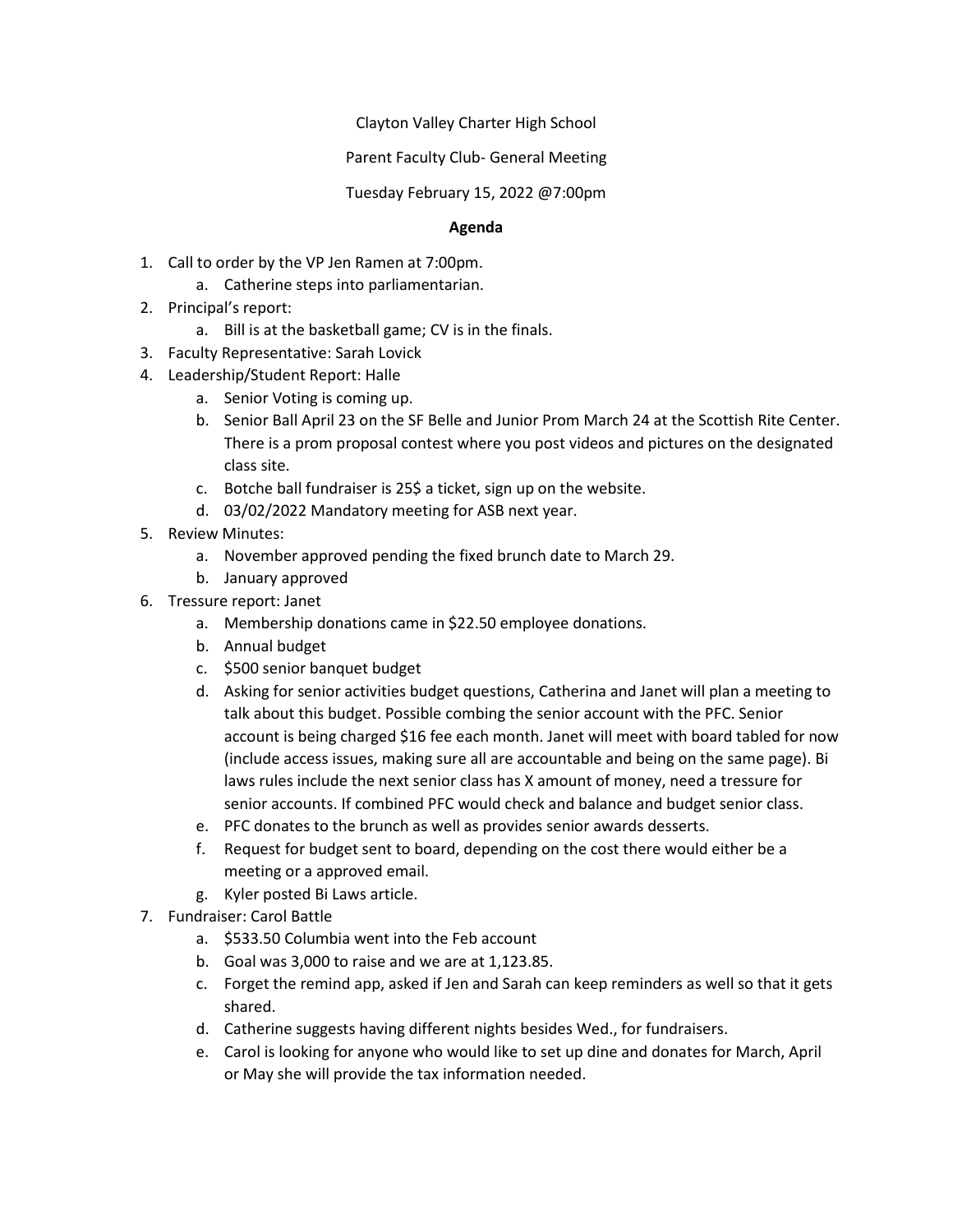Clayton Valley Charter High School

Parent Faculty Club- General Meeting

Tuesday February 15, 2022 @7:00pm

**Agenda**

1. Call to order by the VP Jen Ramen at 7:00pm.
    a. Catherine steps into parliamentarian.
2. Principal's report:
    a. Bill is at the basketball game; CV is in the finals.
3. Faculty Representative: Sarah Lovick
4. Leadership/Student Report: Halle
    a. Senior Voting is coming up.
    b. Senior Ball April 23 on the SF Belle and Junior Prom March 24 at the Scottish Rite Center. There is a prom proposal contest where you post videos and pictures on the designated class site.
    c. Botche ball fundraiser is 25$ a ticket, sign up on the website.
    d. 03/02/2022 Mandatory meeting for ASB next year.
5. Review Minutes:
    a. November approved pending the fixed brunch date to March 29.
    b. January approved
6. Tressure report: Janet
    a. Membership donations came in $22.50 employee donations.
    b. Annual budget
    c. $500 senior banquet budget
    d. Asking for senior activities budget questions, Catherina and Janet will plan a meeting to talk about this budget. Possible combing the senior account with the PFC. Senior account is being charged $16 fee each month. Janet will meet with board tabled for now (include access issues, making sure all are accountable and being on the same page). Bi laws rules include the next senior class has X amount of money, need a tressure for senior accounts. If combined PFC would check and balance and budget senior class.
    e. PFC donates to the brunch as well as provides senior awards desserts.
    f. Request for budget sent to board, depending on the cost there would either be a meeting or a approved email.
    g. Kyler posted Bi Laws article.
7. Fundraiser: Carol Battle
    a. $533.50 Columbia went into the Feb account
    b. Goal was 3,000 to raise and we are at 1,123.85.
    c. Forget the remind app, asked if Jen and Sarah can keep reminders as well so that it gets shared.
    d. Catherine suggests having different nights besides Wed., for fundraisers.
    e. Carol is looking for anyone who would like to set up dine and donates for March, April or May she will provide the tax information needed.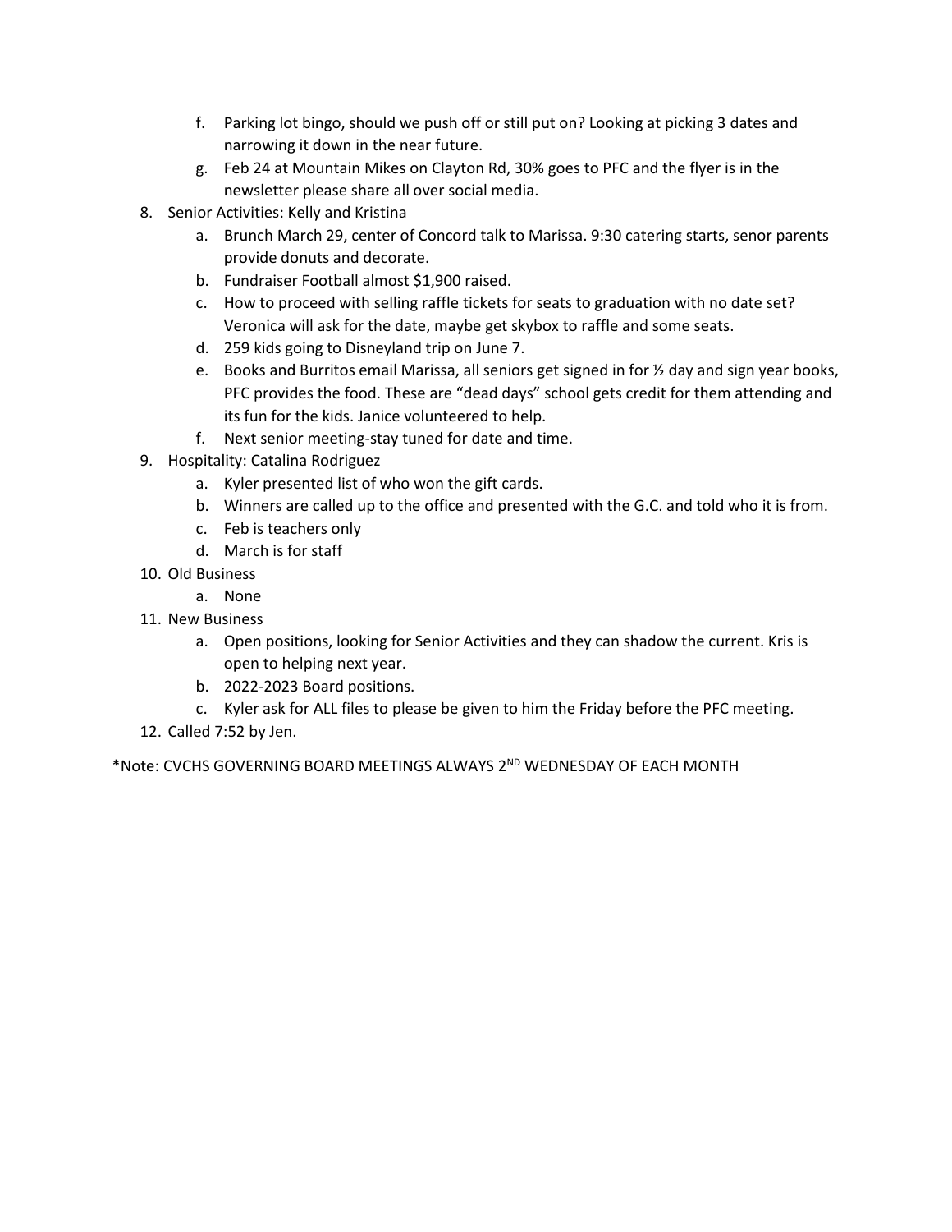f. Parking lot bingo, should we push off or still put on? Looking at picking 3 dates and narrowing it down in the near future.
   g. Feb 24 at Mountain Mikes on Clayton Rd, 30% goes to PFC and the flyer is in the newsletter please share all over social media.

8. Senior Activities: Kelly and Kristina
   a. Brunch March 29, center of Concord talk to Marissa. 9:30 catering starts, senor parents provide donuts and decorate.
   b. Fundraiser Football almost $1,900 raised.
   c. How to proceed with selling raffle tickets for seats to graduation with no date set? Veronica will ask for the date, maybe get skybox to raffle and some seats.
   d. 259 kids going to Disneyland trip on June 7.
   e. Books and Burritos email Marissa, all seniors get signed in for ½ day and sign year books, PFC provides the food. These are "dead days" school gets credit for them attending and its fun for the kids. Janice volunteered to help.
   f. Next senior meeting-stay tuned for date and time.
9. Hospitality: Catalina Rodriguez
   a. Kyler presented list of who won the gift cards.
   b. Winners are called up to the office and presented with the G.C. and told who it is from.
   c. Feb is teachers only
   d. March is for staff
10. Old Business
    a. None
11. New Business
    a. Open positions, looking for Senior Activities and they can shadow the current. Kris is open to helping next year.
    b. 2022-2023 Board positions.
    c. Kyler ask for ALL files to please be given to him the Friday before the PFC meeting.
12. Called 7:52 by Jen.

*Note: CVCHS GOVERNING BOARD MEETINGS ALWAYS 2ND WEDNESDAY OF EACH MONTH